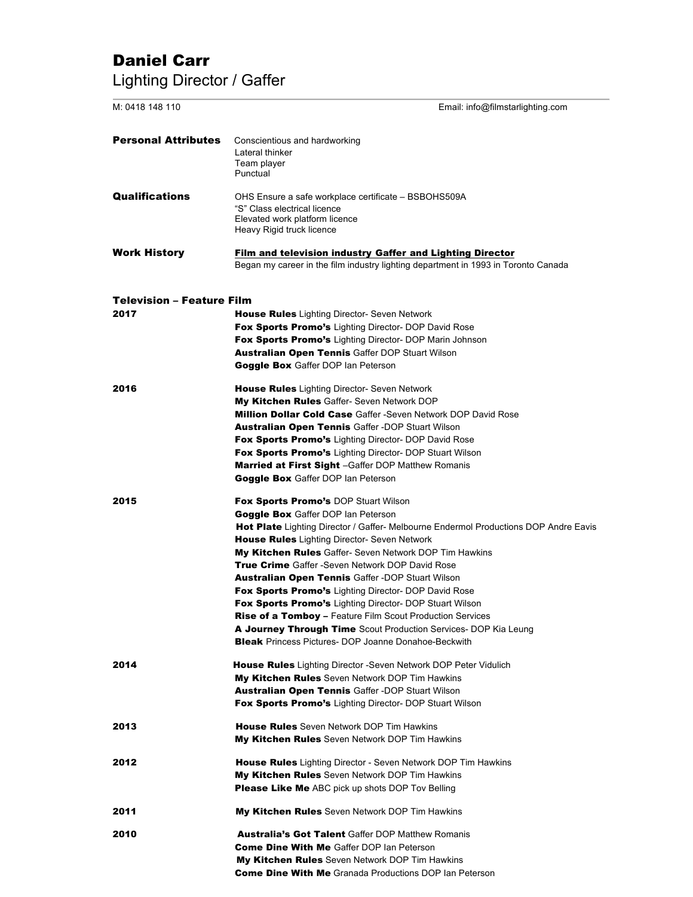# Daniel Carr

## Lighting Director / Gaffer

M: 0418 148 110 Email: info@filmstarlighting.com

**Personal Attributes**

Conscientious and hardworking
Lateral thinker
Team player
Punctual

**Qualifications**

OHS Ensure a safe workplace certificate – BSBOHS509A
"S" Class electrical licence
Elevated work platform licence
Heavy Rigid truck licence

**Work History**

**Film and television industry Gaffer and Lighting Director**
Began my career in the film industry lighting department in 1993 in Toronto Canada

**Television – Feature Film**

**2017**

**House Rules** Lighting Director- Seven Network
**Fox Sports Promo's** Lighting Director- DOP David Rose
**Fox Sports Promo's** Lighting Director- DOP Marin Johnson
**Australian Open Tennis** Gaffer DOP Stuart Wilson
**Goggle Box** Gaffer DOP Ian Peterson

**2016**

**House Rules** Lighting Director- Seven Network
**My Kitchen Rules** Gaffer- Seven Network DOP
**Million Dollar Cold Case** Gaffer -Seven Network DOP David Rose
**Australian Open Tennis** Gaffer -DOP Stuart Wilson
**Fox Sports Promo's** Lighting Director- DOP David Rose
**Fox Sports Promo's** Lighting Director- DOP Stuart Wilson
**Married at First Sight** –Gaffer DOP Matthew Romanis
**Goggle Box** Gaffer DOP Ian Peterson

**2015**

**Fox Sports Promo's** DOP Stuart Wilson
**Goggle Box** Gaffer DOP Ian Peterson
**Hot Plate** Lighting Director / Gaffer- Melbourne Endermol Productions DOP Andre Eavis
**House Rules** Lighting Director- Seven Network
**My Kitchen Rules** Gaffer- Seven Network DOP Tim Hawkins
**True Crime** Gaffer -Seven Network DOP David Rose
**Australian Open Tennis** Gaffer -DOP Stuart Wilson
**Fox Sports Promo's** Lighting Director- DOP David Rose
**Fox Sports Promo's** Lighting Director- DOP Stuart Wilson
**Rise of a Tomboy –** Feature Film Scout Production Services
**A Journey Through Time** Scout Production Services- DOP Kia Leung
**Bleak** Princess Pictures- DOP Joanne Donahoe-Beckwith

**2014**

**House Rules** Lighting Director -Seven Network DOP Peter Vidulich
**My Kitchen Rules** Seven Network DOP Tim Hawkins
**Australian Open Tennis** Gaffer -DOP Stuart Wilson
**Fox Sports Promo's** Lighting Director- DOP Stuart Wilson

**2013**

**House Rules** Seven Network DOP Tim Hawkins
**My Kitchen Rules** Seven Network DOP Tim Hawkins

**2012**

**House Rules** Lighting Director - Seven Network DOP Tim Hawkins
**My Kitchen Rules** Seven Network DOP Tim Hawkins
**Please Like Me** ABC pick up shots DOP Tov Belling

**2011**

**My Kitchen Rules** Seven Network DOP Tim Hawkins

**2010**

**Australia's Got Talent** Gaffer DOP Matthew Romanis
**Come Dine With Me** Gaffer DOP Ian Peterson
**My Kitchen Rules** Seven Network DOP Tim Hawkins
**Come Dine With Me** Granada Productions DOP Ian Peterson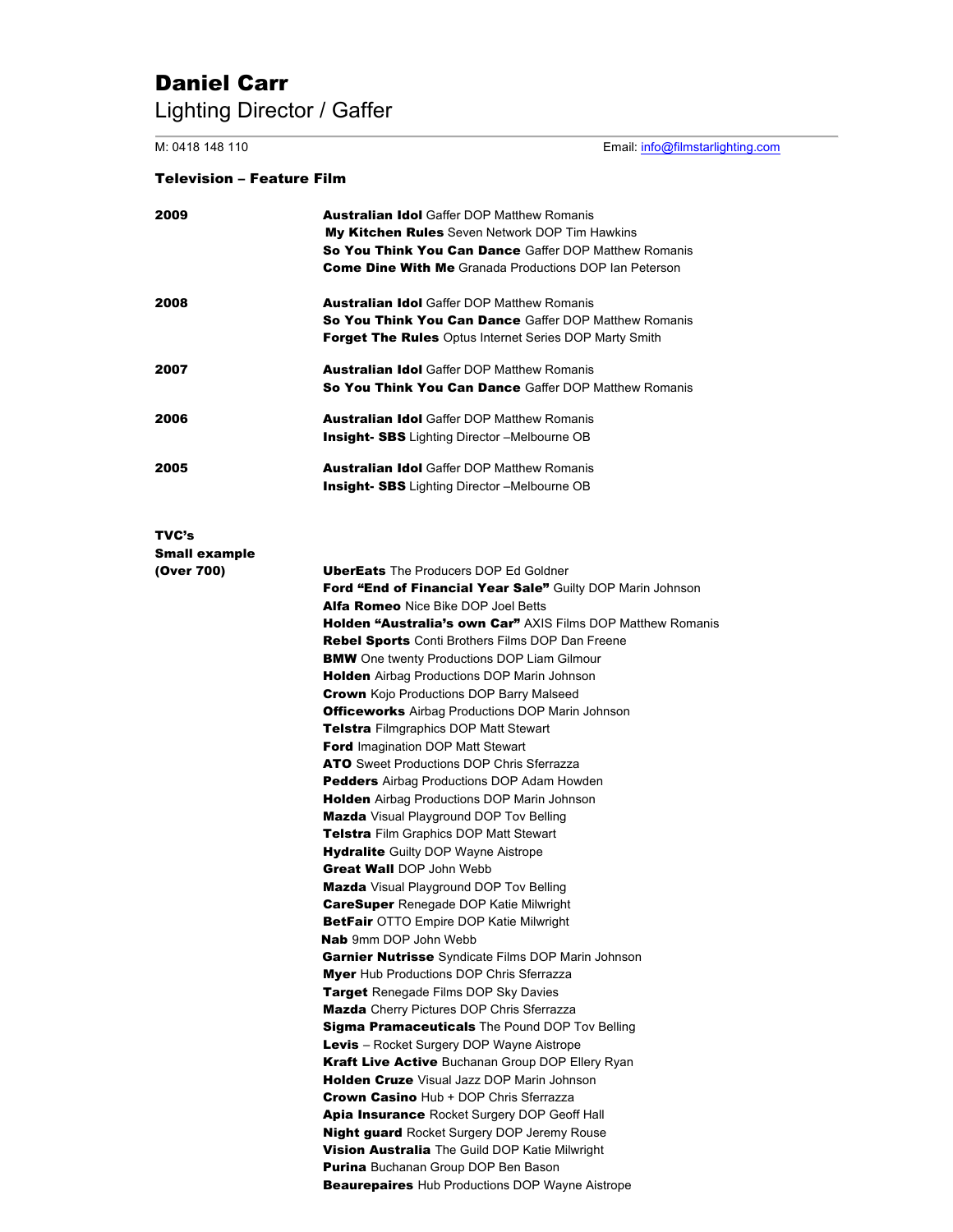# Daniel Carr

## Lighting Director / Gaffer

M: 0418 148 110 | Email: info@filmstarlighting.com

### Television – Feature Film

**2009**

- **Australian Idol** Gaffer DOP Matthew Romanis
- **My Kitchen Rules** Seven Network DOP Tim Hawkins
- **So You Think You Can Dance** Gaffer DOP Matthew Romanis
- **Come Dine With Me** Granada Productions DOP Ian Peterson

**2008**

- **Australian Idol** Gaffer DOP Matthew Romanis
- **So You Think You Can Dance** Gaffer DOP Matthew Romanis
- **Forget The Rules** Optus Internet Series DOP Marty Smith

**2007**

- **Australian Idol** Gaffer DOP Matthew Romanis
- **So You Think You Can Dance** Gaffer DOP Matthew Romanis

**2006**

- **Australian Idol** Gaffer DOP Matthew Romanis
- **Insight- SBS** Lighting Director –Melbourne OB

**2005**

- **Australian Idol** Gaffer DOP Matthew Romanis
- **Insight- SBS** Lighting Director –Melbourne OB

**TVC's**
**Small example**
**(Over 700)**

- **UberEats** The Producers DOP Ed Goldner
- **Ford "End of Financial Year Sale"** Guilty DOP Marin Johnson
- **Alfa Romeo** Nice Bike DOP Joel Betts
- **Holden "Australia's own Car"** AXIS Films DOP Matthew Romanis
- **Rebel Sports** Conti Brothers Films DOP Dan Freene
- **BMW** One twenty Productions DOP Liam Gilmour
- **Holden** Airbag Productions DOP Marin Johnson
- **Crown** Kojo Productions DOP Barry Malseed
- **Officeworks** Airbag Productions DOP Marin Johnson
- **Telstra** Filmgraphics DOP Matt Stewart
- **Ford** Imagination DOP Matt Stewart
- **ATO** Sweet Productions DOP Chris Sferrazza
- **Pedders** Airbag Productions DOP Adam Howden
- **Holden** Airbag Productions DOP Marin Johnson
- **Mazda** Visual Playground DOP Tov Belling
- **Telstra** Film Graphics DOP Matt Stewart
- **Hydralite** Guilty DOP Wayne Aistrope
- **Great Wall** DOP John Webb
- **Mazda** Visual Playground DOP Tov Belling
- **CareSuper** Renegade DOP Katie Milwright
- **BetFair** OTTO Empire DOP Katie Milwright
- **Nab** 9mm DOP John Webb
- **Garnier Nutrisse** Syndicate Films DOP Marin Johnson
- **Myer** Hub Productions DOP Chris Sferrazza
- **Target** Renegade Films DOP Sky Davies
- **Mazda** Cherry Pictures DOP Chris Sferrazza
- **Sigma Pramaceuticals** The Pound DOP Tov Belling
- **Levis** – Rocket Surgery DOP Wayne Aistrope
- **Kraft Live Active** Buchanan Group DOP Ellery Ryan
- **Holden Cruze** Visual Jazz DOP Marin Johnson
- **Crown Casino** Hub + DOP Chris Sferrazza
- **Apia Insurance** Rocket Surgery DOP Geoff Hall
- **Night guard** Rocket Surgery DOP Jeremy Rouse
- **Vision Australia** The Guild DOP Katie Milwright
- **Purina** Buchanan Group DOP Ben Bason
- **Beaurepaires** Hub Productions DOP Wayne Aistrope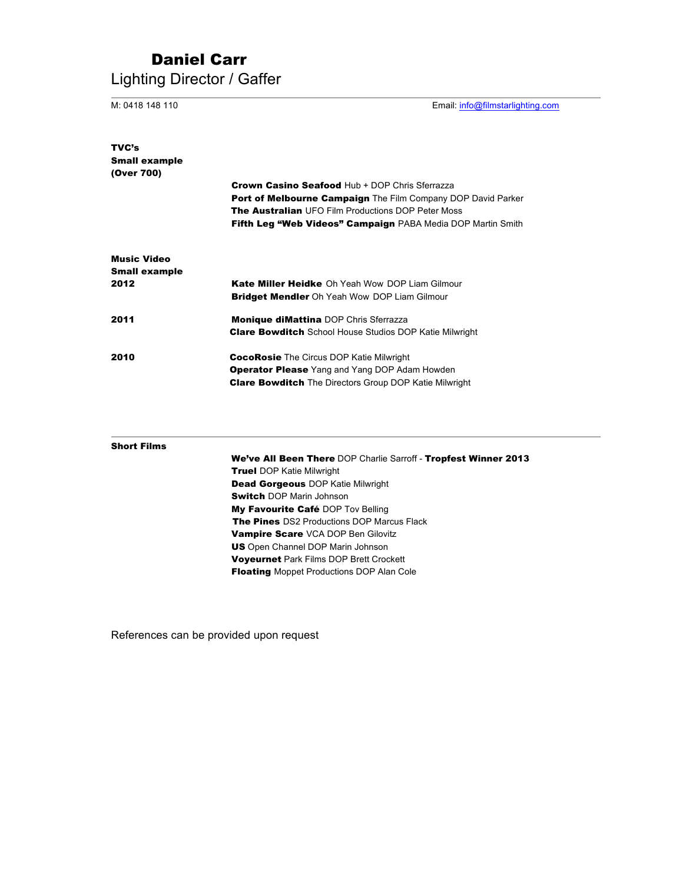# Daniel Carr

Lighting Director / Gaffer

M: 0418 148 110

Email: info@filmstarlighting.com

**TVC's**
**Small example**
**(Over 700)**

**Crown Casino Seafood** Hub + DOP Chris Sferrazza
**Port of Melbourne Campaign** The Film Company DOP David Parker
**The Australian** UFO Film Productions DOP Peter Moss
**Fifth Leg "Web Videos" Campaign** PABA Media DOP Martin Smith

**Music Video**
**Small example**

**2012**

**Kate Miller Heidke** Oh Yeah Wow DOP Liam Gilmour
**Bridget Mendler** Oh Yeah Wow DOP Liam Gilmour

**2011**

**Monique diMattina** DOP Chris Sferrazza
**Clare Bowditch** School House Studios DOP Katie Milwright

**2010**

**CocoRosie** The Circus DOP Katie Milwright
**Operator Please** Yang and Yang DOP Adam Howden
**Clare Bowditch** The Directors Group DOP Katie Milwright

**Short Films**

**We've All Been There** DOP Charlie Sarroff - **Tropfest Winner 2013**
**Truel** DOP Katie Milwright
**Dead Gorgeous** DOP Katie Milwright
**Switch** DOP Marin Johnson
**My Favourite Café** DOP Tov Belling
**The Pines** DS2 Productions DOP Marcus Flack
**Vampire Scare** VCA DOP Ben Gilovitz
**US** Open Channel DOP Marin Johnson
**Voyeurnet** Park Films DOP Brett Crockett
**Floating** Moppet Productions DOP Alan Cole

References can be provided upon request